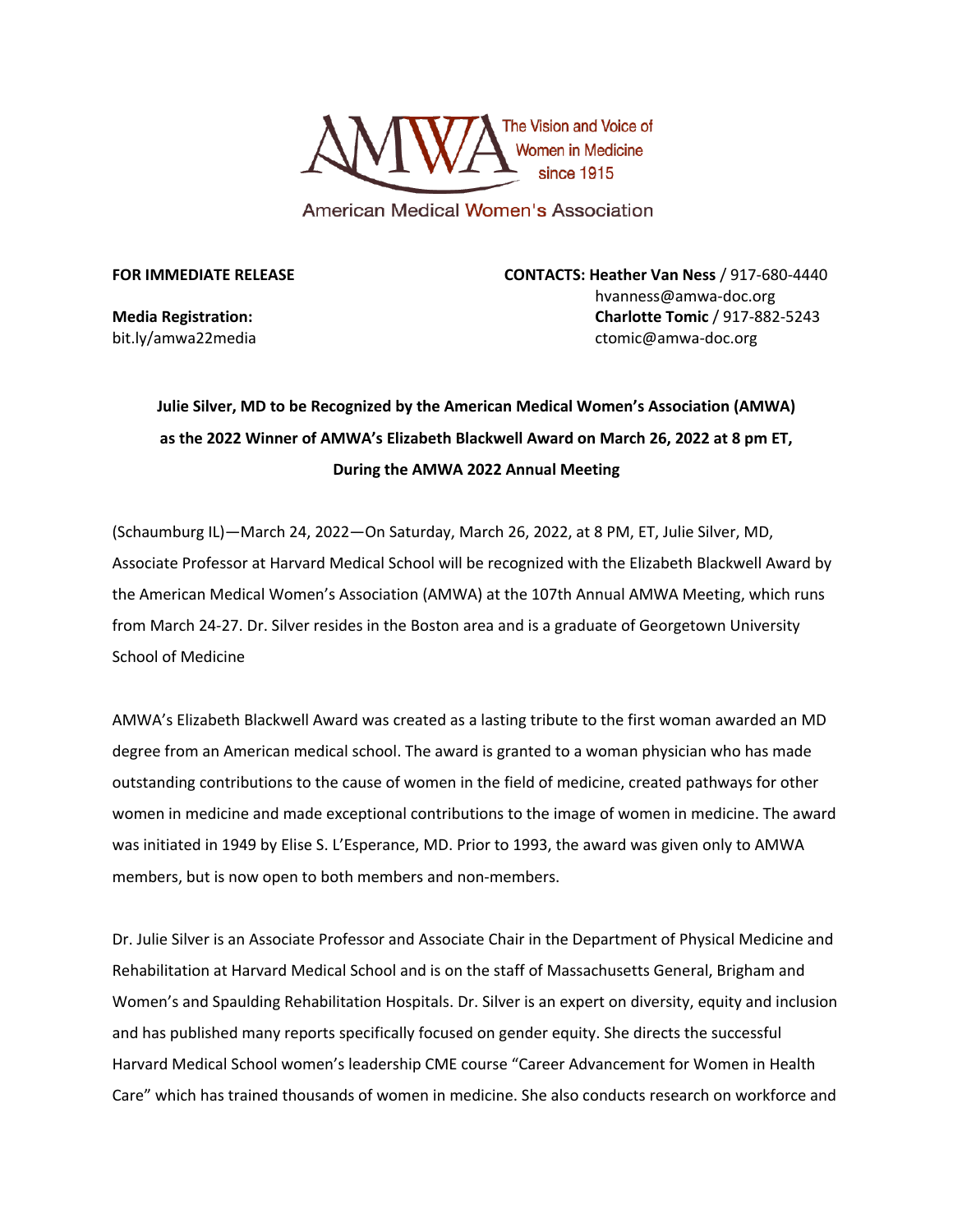AMWA The Vision and Voice of Women in Medicine since 1915

American Medical Women's Association

**FOR IMMEDIATE RELEASE**

**Media Registration:**
bit.ly/amwa22media

**CONTACTS: Heather Van Ness** / 917-680-4440
hvanness@amwa-doc.org
**Charlotte Tomic** / 917-882-5243
ctomic@amwa-doc.org

**Julie Silver, MD to be Recognized by the American Medical Women's Association (AMWA) as the 2022 Winner of AMWA's Elizabeth Blackwell Award on March 26, 2022 at 8 pm ET, During the AMWA 2022 Annual Meeting**

(Schaumburg IL)—March 24, 2022—On Saturday, March 26, 2022, at 8 PM, ET, Julie Silver, MD, Associate Professor at Harvard Medical School will be recognized with the Elizabeth Blackwell Award by the American Medical Women's Association (AMWA) at the 107th Annual AMWA Meeting, which runs from March 24-27. Dr. Silver resides in the Boston area and is a graduate of Georgetown University School of Medicine

AMWA's Elizabeth Blackwell Award was created as a lasting tribute to the first woman awarded an MD degree from an American medical school. The award is granted to a woman physician who has made outstanding contributions to the cause of women in the field of medicine, created pathways for other women in medicine and made exceptional contributions to the image of women in medicine. The award was initiated in 1949 by Elise S. L'Esperance, MD. Prior to 1993, the award was given only to AMWA members, but is now open to both members and non-members.

Dr. Julie Silver is an Associate Professor and Associate Chair in the Department of Physical Medicine and Rehabilitation at Harvard Medical School and is on the staff of Massachusetts General, Brigham and Women's and Spaulding Rehabilitation Hospitals. Dr. Silver is an expert on diversity, equity and inclusion and has published many reports specifically focused on gender equity. She directs the successful Harvard Medical School women's leadership CME course "Career Advancement for Women in Health Care" which has trained thousands of women in medicine. She also conducts research on workforce and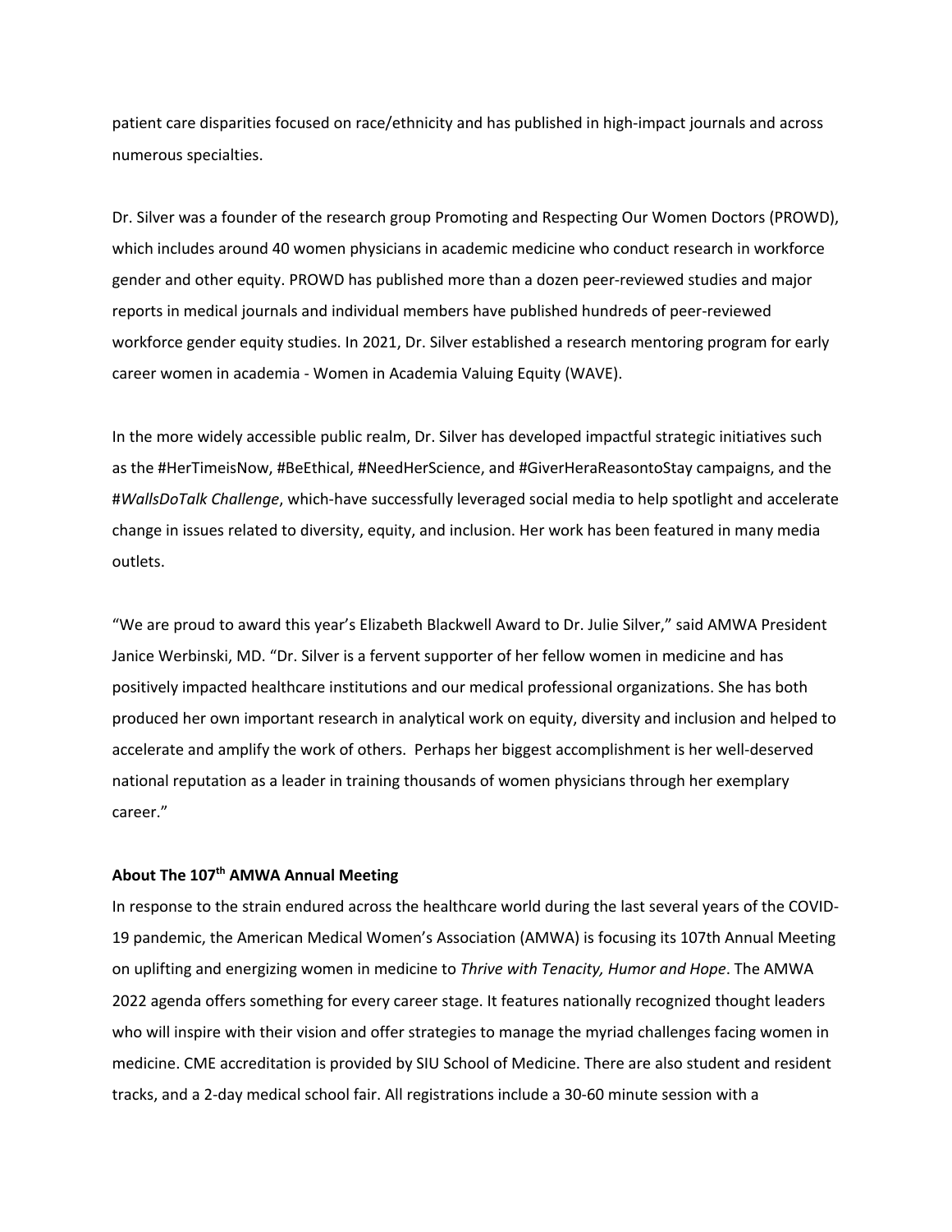patient care disparities focused on race/ethnicity and has published in high-impact journals and across numerous specialties.

Dr. Silver was a founder of the research group Promoting and Respecting Our Women Doctors (PROWD), which includes around 40 women physicians in academic medicine who conduct research in workforce gender and other equity. PROWD has published more than a dozen peer-reviewed studies and major reports in medical journals and individual members have published hundreds of peer-reviewed workforce gender equity studies. In 2021, Dr. Silver established a research mentoring program for early career women in academia - Women in Academia Valuing Equity (WAVE).

In the more widely accessible public realm, Dr. Silver has developed impactful strategic initiatives such as the #HerTimeisNow, #BeEthical, #NeedHerScience, and #GiverHeraReasontoStay campaigns, and the #*WallsDoTalk Challenge*, which-have successfully leveraged social media to help spotlight and accelerate change in issues related to diversity, equity, and inclusion. Her work has been featured in many media outlets.

"We are proud to award this year's Elizabeth Blackwell Award to Dr. Julie Silver," said AMWA President Janice Werbinski, MD. "Dr. Silver is a fervent supporter of her fellow women in medicine and has positively impacted healthcare institutions and our medical professional organizations. She has both produced her own important research in analytical work on equity, diversity and inclusion and helped to accelerate and amplify the work of others. Perhaps her biggest accomplishment is her well-deserved national reputation as a leader in training thousands of women physicians through her exemplary career."

**About The 107th AMWA Annual Meeting**

In response to the strain endured across the healthcare world during the last several years of the COVID-19 pandemic, the American Medical Women's Association (AMWA) is focusing its 107th Annual Meeting on uplifting and energizing women in medicine to *Thrive with Tenacity, Humor and Hope*. The AMWA 2022 agenda offers something for every career stage. It features nationally recognized thought leaders who will inspire with their vision and offer strategies to manage the myriad challenges facing women in medicine. CME accreditation is provided by SIU School of Medicine. There are also student and resident tracks, and a 2-day medical school fair. All registrations include a 30-60 minute session with a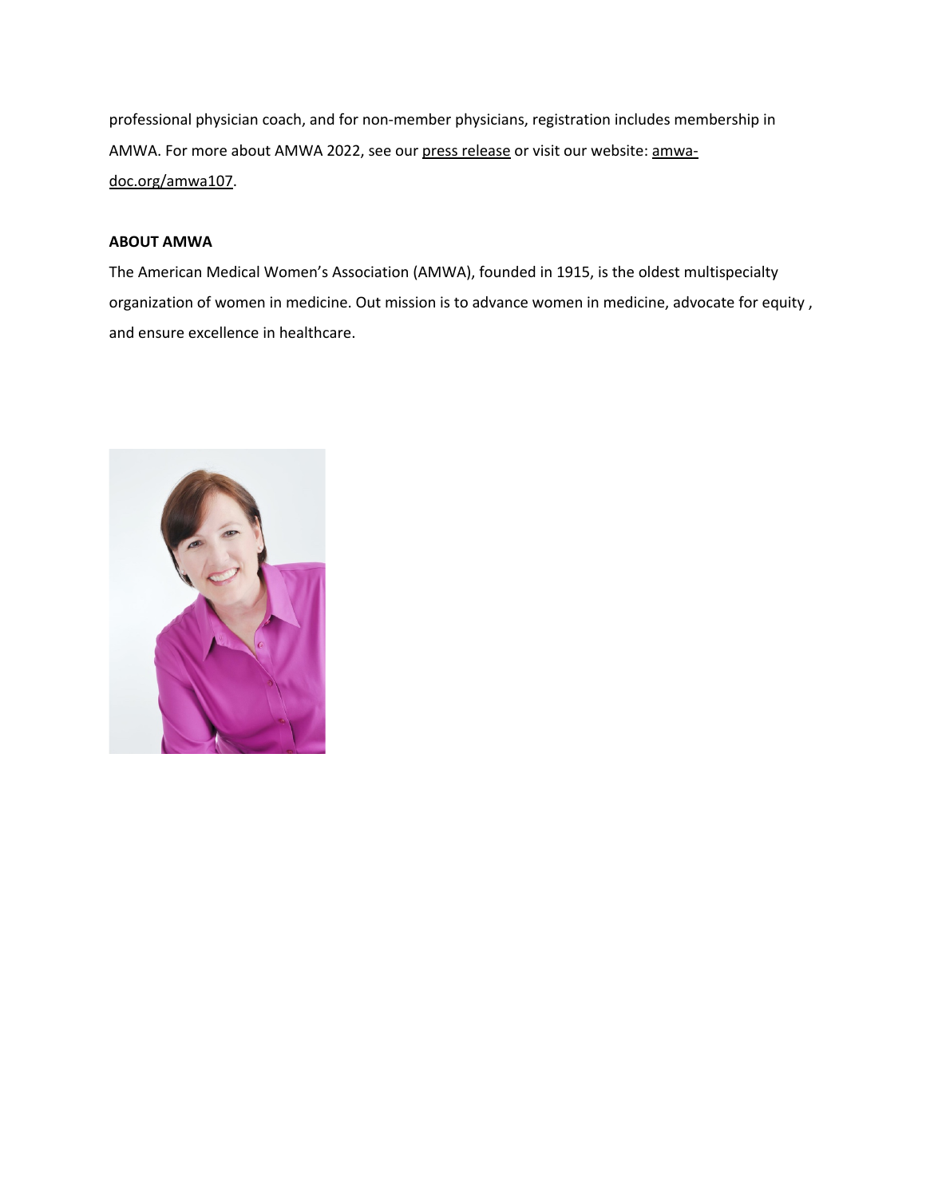professional physician coach, and for non-member physicians, registration includes membership in AMWA. For more about AMWA 2022, see our press release or visit our website: amwa-doc.org/amwa107.

**ABOUT AMWA**

The American Medical Women's Association (AMWA), founded in 1915, is the oldest multispecialty organization of women in medicine. Out mission is to advance women in medicine, advocate for equity , and ensure excellence in healthcare.